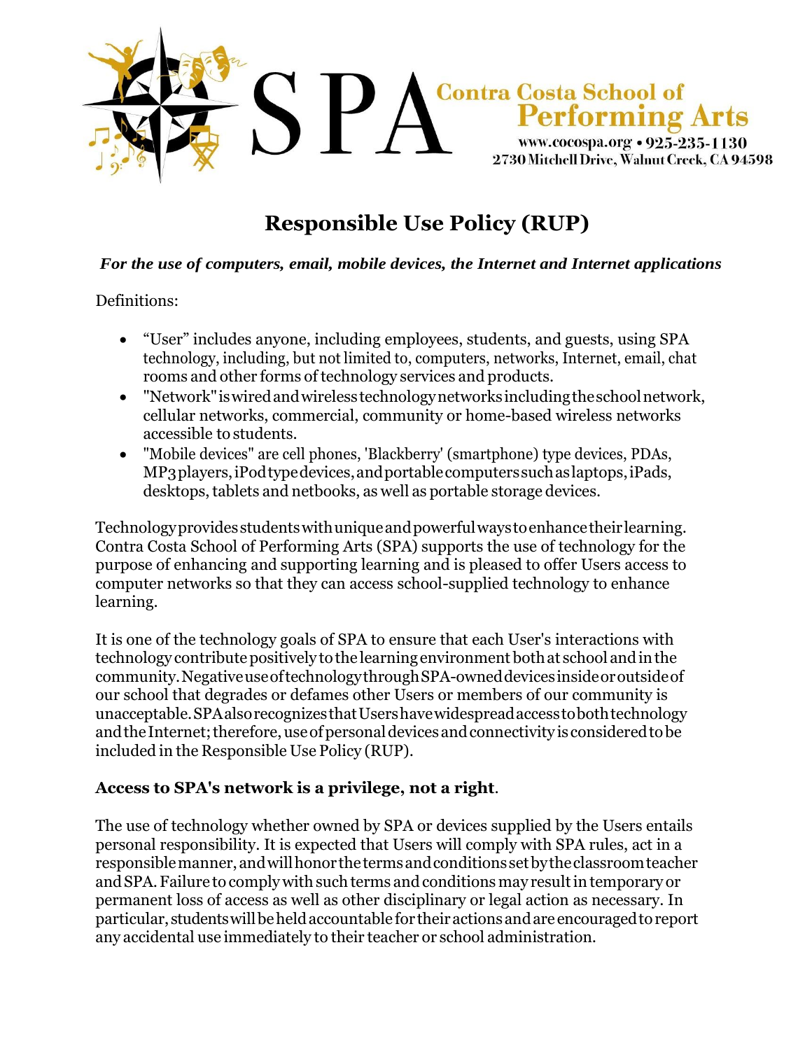SPA Contra Costa School of Performing Arts

www.cocospa.org • 925-235-1130
2730 Mitchell Drive, Walnut Creek, CA 94598

# Responsible Use Policy (RUP)

***For the use of computers, email, mobile devices, the Internet and Internet applications***

Definitions:

- "User" includes anyone, including employees, students, and guests, using SPA technology, including, but not limited to, computers, networks, Internet, email, chat rooms and other forms of technology services and products.
- "Network" is wired and wireless technology networks including the school network, cellular networks, commercial, community or home-based wireless networks accessible to students.
- "Mobile devices" are cell phones, 'Blackberry' (smartphone) type devices, PDAs, MP3 players, iPod type devices, and portable computers such as laptops, iPads, desktops, tablets and netbooks, as well as portable storage devices.

Technology provides students with unique and powerful ways to enhance their learning. Contra Costa School of Performing Arts (SPA) supports the use of technology for the purpose of enhancing and supporting learning and is pleased to offer Users access to computer networks so that they can access school-supplied technology to enhance learning.

It is one of the technology goals of SPA to ensure that each User's interactions with technology contribute positively to the learning environment both at school and in the community. Negative use of technology through SPA-owned devices inside or outside of our school that degrades or defames other Users or members of our community is unacceptable. SPA also recognizes that Users have widespread access to both technology and the Internet; therefore, use of personal devices and connectivity is considered to be included in the Responsible Use Policy (RUP).

**Access to SPA's network is a privilege, not a right**.

The use of technology whether owned by SPA or devices supplied by the Users entails personal responsibility. It is expected that Users will comply with SPA rules, act in a responsible manner, and will honor the terms and conditions set by the classroom teacher and SPA. Failure to comply with such terms and conditions may result in temporary or permanent loss of access as well as other disciplinary or legal action as necessary. In particular, students will be held accountable for their actions and are encouraged to report any accidental use immediately to their teacher or school administration.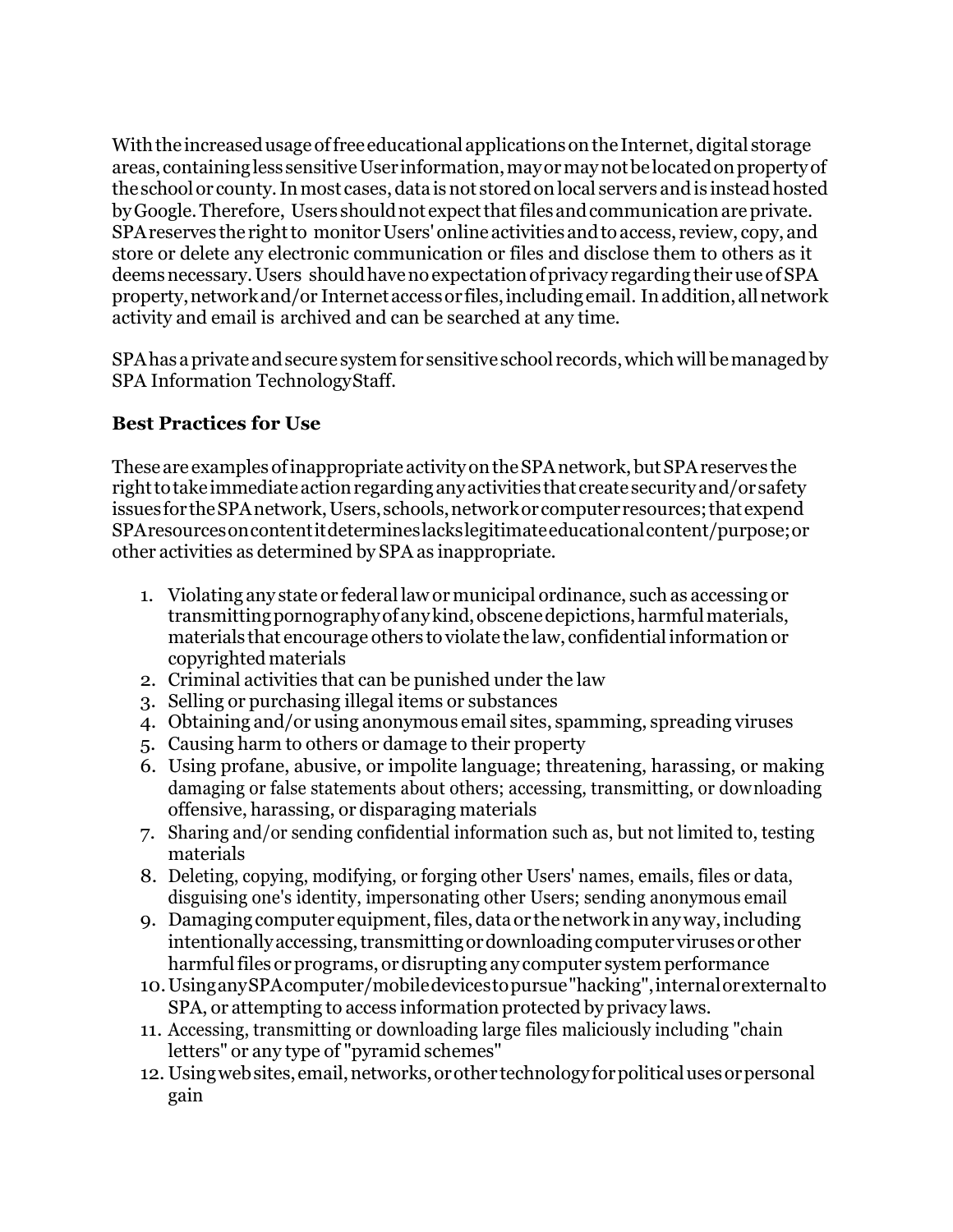With the increased usage of free educational applications on the Internet, digital storage areas, containing less sensitive User information, may or may not be located on property of the school or county. In most cases, data is not stored on local servers and is instead hosted by Google. Therefore, Users should not expect that files and communication are private. SPA reserves the right to monitor Users' online activities and to access, review, copy, and store or delete any electronic communication or files and disclose them to others as it deems necessary. Users should have no expectation of privacy regarding their use of SPA property, network and/or Internet access or files, including email. In addition, all network activity and email is archived and can be searched at any time.

SPA has a private and secure system for sensitive school records, which will be managed by SPA Information Technology Staff.

**Best Practices for Use**

These are examples of inappropriate activity on the SPA network, but SPA reserves the right to take immediate action regarding any activities that create security and/or safety issues for the SPA network, Users, schools, network or computer resources; that expend SPA resources on content it determines lacks legitimate educational content/purpose; or other activities as determined by SPA as inappropriate.

1. Violating any state or federal law or municipal ordinance, such as accessing or transmitting pornography of any kind, obscene depictions, harmful materials, materials that encourage others to violate the law, confidential information or copyrighted materials
2. Criminal activities that can be punished under the law
3. Selling or purchasing illegal items or substances
4. Obtaining and/or using anonymous email sites, spamming, spreading viruses
5. Causing harm to others or damage to their property
6. Using profane, abusive, or impolite language; threatening, harassing, or making damaging or false statements about others; accessing, transmitting, or downloading offensive, harassing, or disparaging materials
7. Sharing and/or sending confidential information such as, but not limited to, testing materials
8. Deleting, copying, modifying, or forging other Users' names, emails, files or data, disguising one's identity, impersonating other Users; sending anonymous email
9. Damaging computer equipment, files, data or the network in any way, including intentionally accessing, transmitting or downloading computer viruses or other harmful files or programs, or disrupting any computer system performance
10. Using any SPA computer/mobile devices to pursue "hacking", internal or external to SPA, or attempting to access information protected by privacy laws.
11. Accessing, transmitting or downloading large files maliciously including "chain letters" or any type of "pyramid schemes"
12. Using web sites, email, networks, or other technology for political uses or personal gain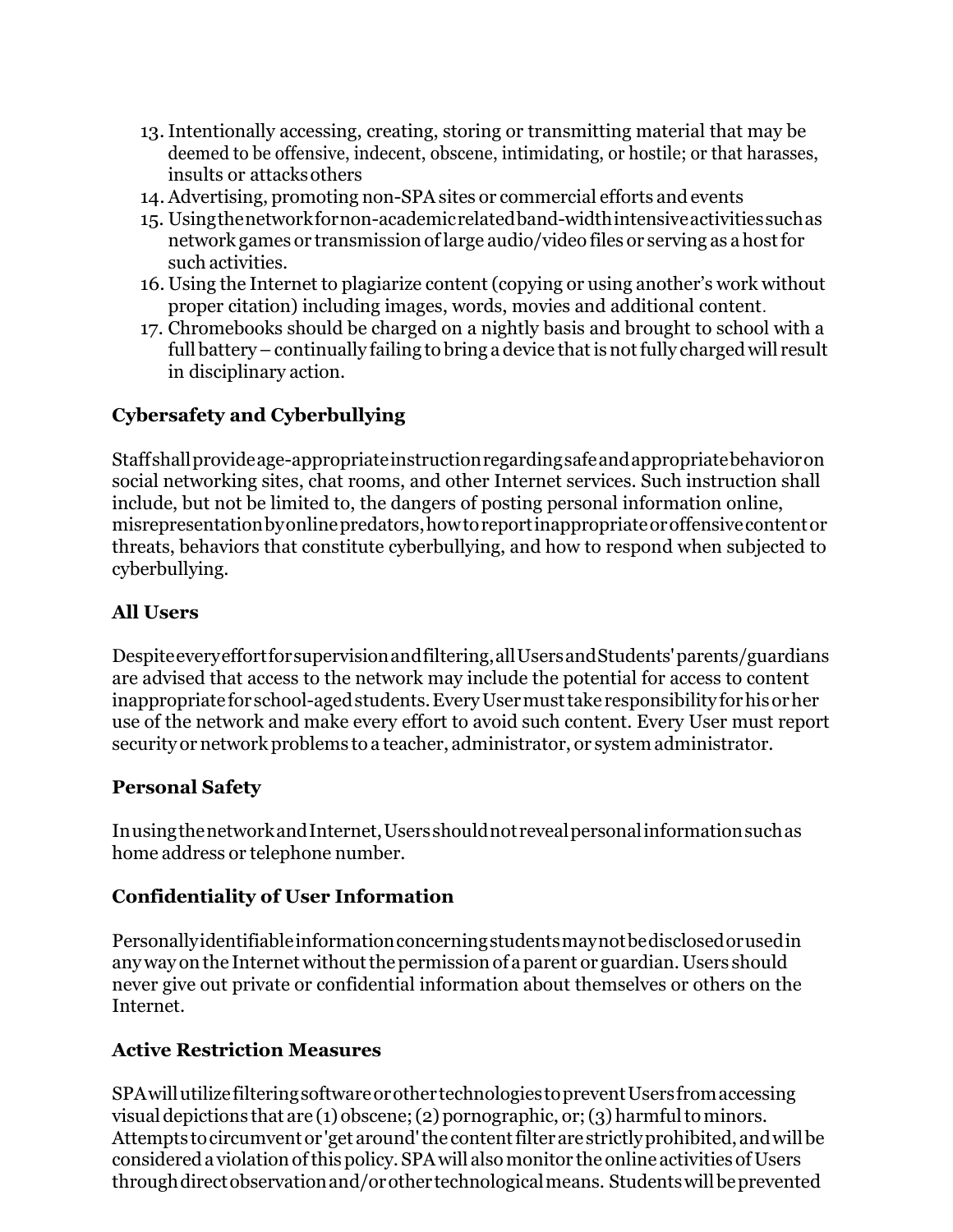13. Intentionally accessing, creating, storing or transmitting material that may be deemed to be offensive, indecent, obscene, intimidating, or hostile; or that harasses, insults or attacks others
14. Advertising, promoting non-SPA sites or commercial efforts and events
15. Using the network for non-academic related band-width intensive activities such as network games or transmission of large audio/video files or serving as a host for such activities.
16. Using the Internet to plagiarize content (copying or using another's work without proper citation) including images, words, movies and additional content.
17. Chromebooks should be charged on a nightly basis and brought to school with a full battery – continually failing to bring a device that is not fully charged will result in disciplinary action.

### Cybersafety and Cyberbullying

Staff shall provide age-appropriate instruction regarding safe and appropriate behavior on social networking sites, chat rooms, and other Internet services. Such instruction shall include, but not be limited to, the dangers of posting personal information online, misrepresentation by online predators, how to report inappropriate or offensive content or threats, behaviors that constitute cyberbullying, and how to respond when subjected to cyberbullying.

### All Users

Despite every effort for supervision and filtering, all Users and Students' parents/guardians are advised that access to the network may include the potential for access to content inappropriate for school-aged students. Every User must take responsibility for his or her use of the network and make every effort to avoid such content. Every User must report security or network problems to a teacher, administrator, or system administrator.

### Personal Safety

In using the network and Internet, Users should not reveal personal information such as home address or telephone number.

### Confidentiality of User Information

Personally identifiable information concerning students may not be disclosed or used in any way on the Internet without the permission of a parent or guardian. Users should never give out private or confidential information about themselves or others on the Internet.

### Active Restriction Measures

SPA will utilize filtering software or other technologies to prevent Users from accessing visual depictions that are (1) obscene; (2) pornographic, or; (3) harmful to minors. Attempts to circumvent or 'get around' the content filter are strictly prohibited, and will be considered a violation of this policy. SPA will also monitor the online activities of Users through direct observation and/or other technological means. Students will be prevented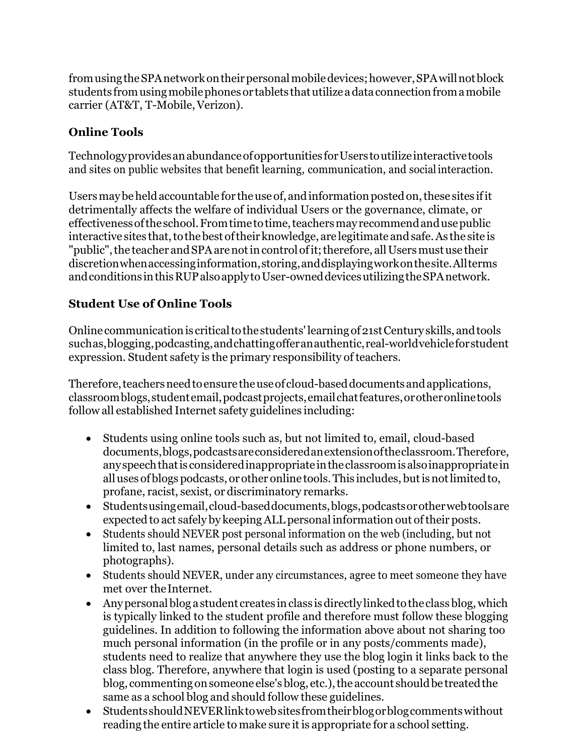from using the SPA network on their personal mobile devices; however, SPA will not block students from using mobile phones or tablets that utilize a data connection from a mobile carrier (AT&T, T-Mobile, Verizon).

## Online Tools

Technology provides an abundance of opportunities for Users to utilize interactive tools and sites on public websites that benefit learning, communication, and social interaction.

Users may be held accountable for the use of, and information posted on, these sites if it detrimentally affects the welfare of individual Users or the governance, climate, or effectiveness of the school. From time to time, teachers may recommend and use public interactive sites that, to the best of their knowledge, are legitimate and safe. As the site is "public", the teacher and SPA are not in control of it; therefore, all Users must use their discretion when accessing information, storing, and displaying work on the site. All terms and conditions in this RUP also apply to User-owned devices utilizing the SPA network.

## Student Use of Online Tools

Online communication is critical to the students' learning of 21st Century skills, and tools such as, blogging, podcasting, and chatting offer an authentic, real-world vehicle for student expression. Student safety is the primary responsibility of teachers.

Therefore, teachers need to ensure the use of cloud-based documents and applications, classroom blogs, student email, podcast projects, email chat features, or other online tools follow all established Internet safety guidelines including:

- Students using online tools such as, but not limited to, email, cloud-based documents, blogs, podcasts are considered an extension of the classroom. Therefore, any speech that is considered inappropriate in the classroom is also inappropriate in all uses of blogs podcasts, or other online tools. This includes, but is not limited to, profane, racist, sexist, or discriminatory remarks.
- Students using email, cloud-based documents, blogs, podcasts or other web tools are expected to act safely by keeping ALL personal information out of their posts.
- Students should NEVER post personal information on the web (including, but not limited to, last names, personal details such as address or phone numbers, or photographs).
- Students should NEVER, under any circumstances, agree to meet someone they have met over the Internet.
- Any personal blog a student creates in class is directly linked to the class blog, which is typically linked to the student profile and therefore must follow these blogging guidelines. In addition to following the information above about not sharing too much personal information (in the profile or in any posts/comments made), students need to realize that anywhere they use the blog login it links back to the class blog. Therefore, anywhere that login is used (posting to a separate personal blog, commenting on someone else's blog, etc.), the account should be treated the same as a school blog and should follow these guidelines.
- Students should NEVER link to web sites from their blog or blog comments without reading the entire article to make sure it is appropriate for a school setting.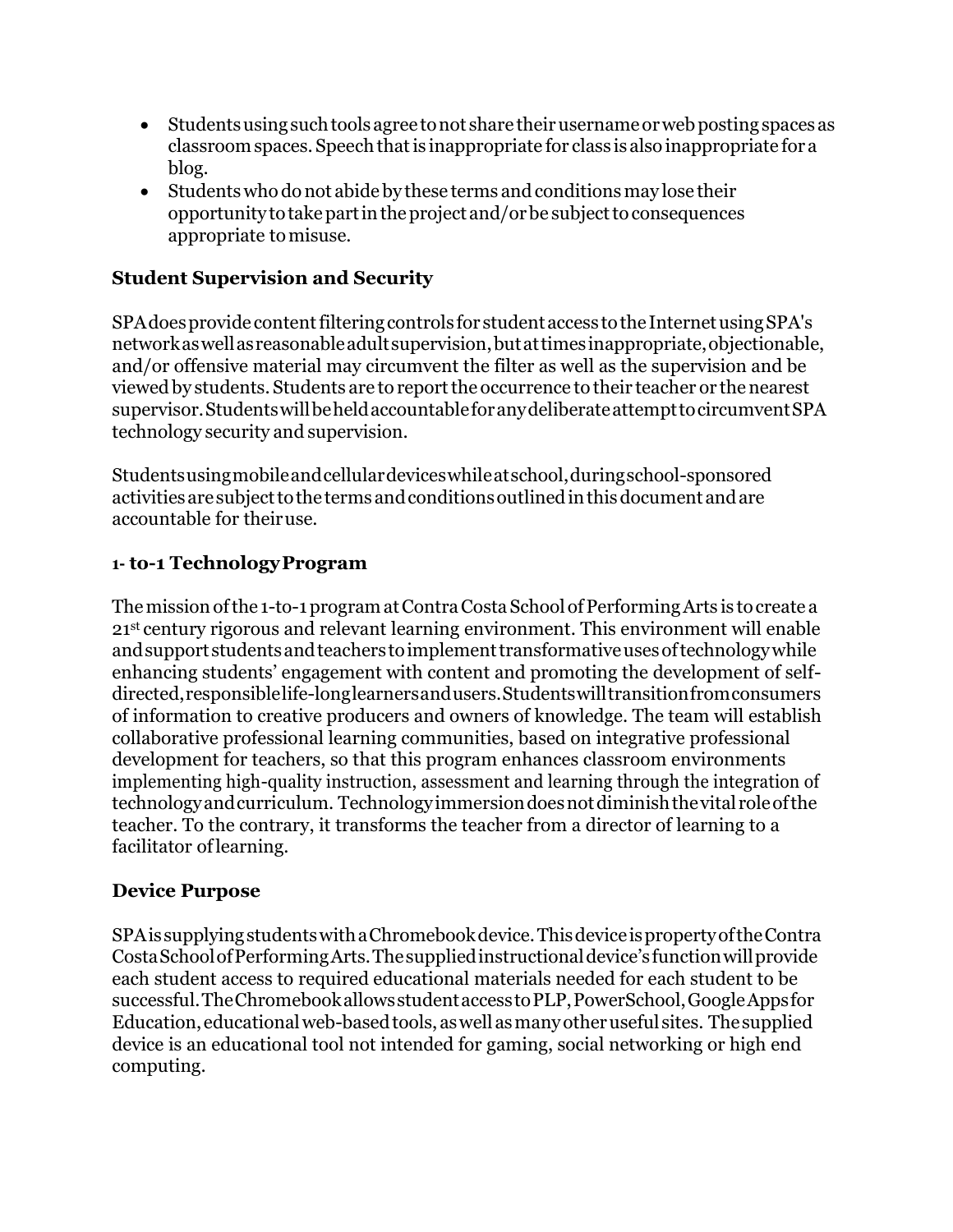- Students using such tools agree to not share their username or web posting spaces as classroom spaces. Speech that is inappropriate for class is also inappropriate for a blog.
- Students who do not abide by these terms and conditions may lose their opportunity to take part in the project and/or be subject to consequences appropriate to misuse.

### Student Supervision and Security

SPA does provide content filtering controls for student access to the Internet using SPA's network as well as reasonable adult supervision, but at times inappropriate, objectionable, and/or offensive material may circumvent the filter as well as the supervision and be viewed by students. Students are to report the occurrence to their teacher or the nearest supervisor. Students will be held accountable for any deliberate attempt to circumvent SPA technology security and supervision.

Students using mobile and cellular devices while at school, during school-sponsored activities are subject to the terms and conditions outlined in this document and are accountable for their use.

### 1- to-1 Technology Program

The mission of the 1-to-1 program at Contra Costa School of Performing Arts is to create a 21st century rigorous and relevant learning environment. This environment will enable and support students and teachers to implement transformative uses of technology while enhancing students' engagement with content and promoting the development of self-directed, responsible life-long learners and users. Students will transition from consumers of information to creative producers and owners of knowledge. The team will establish collaborative professional learning communities, based on integrative professional development for teachers, so that this program enhances classroom environments implementing high-quality instruction, assessment and learning through the integration of technology and curriculum. Technology immersion does not diminish the vital role of the teacher. To the contrary, it transforms the teacher from a director of learning to a facilitator of learning.

### Device Purpose

SPA is supplying students with a Chromebook device. This device is property of the Contra Costa School of Performing Arts. The supplied instructional device's function will provide each student access to required educational materials needed for each student to be successful. The Chromebook allows student access to PLP, PowerSchool, Google Apps for Education, educational web-based tools, as well as many other useful sites. The supplied device is an educational tool not intended for gaming, social networking or high end computing.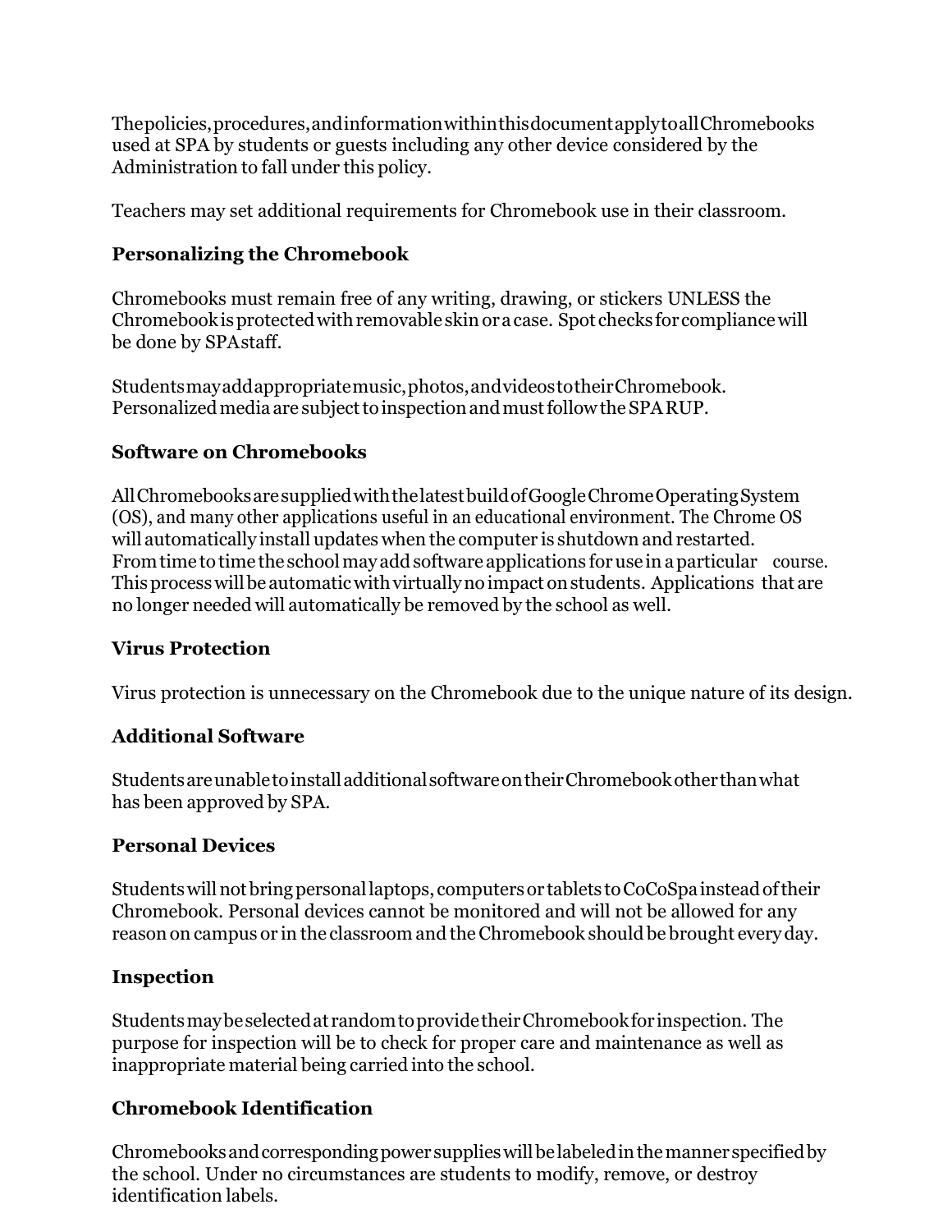The policies, procedures, and information within this document apply to all Chromebooks used at SPA by students or guests including any other device considered by the Administration to fall under this policy.

Teachers may set additional requirements for Chromebook use in their classroom.

### Personalizing the Chromebook

Chromebooks must remain free of any writing, drawing, or stickers UNLESS the Chromebook is protected with removable skin or a case. Spot checks for compliance will be done by SPA staff.

Students may add appropriate music, photos, and videos to their Chromebook. Personalized media are subject to inspection and must follow the SPA RUP.

### Software on Chromebooks

All Chromebooks are supplied with the latest build of Google Chrome Operating System (OS), and many other applications useful in an educational environment. The Chrome OS will automatically install updates when the computer is shutdown and restarted. From time to time the school may add software applications for use in a particular course. This process will be automatic with virtually no impact on students. Applications that are no longer needed will automatically be removed by the school as well.

### Virus Protection

Virus protection is unnecessary on the Chromebook due to the unique nature of its design.

### Additional Software

Students are unable to install additional software on their Chromebook other than what has been approved by SPA.

### Personal Devices

Students will not bring personal laptops, computers or tablets to CoCoSpa instead of their Chromebook. Personal devices cannot be monitored and will not be allowed for any reason on campus or in the classroom and the Chromebook should be brought every day.

### Inspection

Students may be selected at random to provide their Chromebook for inspection. The purpose for inspection will be to check for proper care and maintenance as well as inappropriate material being carried into the school.

### Chromebook Identification

Chromebooks and corresponding power supplies will be labeled in the manner specified by the school. Under no circumstances are students to modify, remove, or destroy identification labels.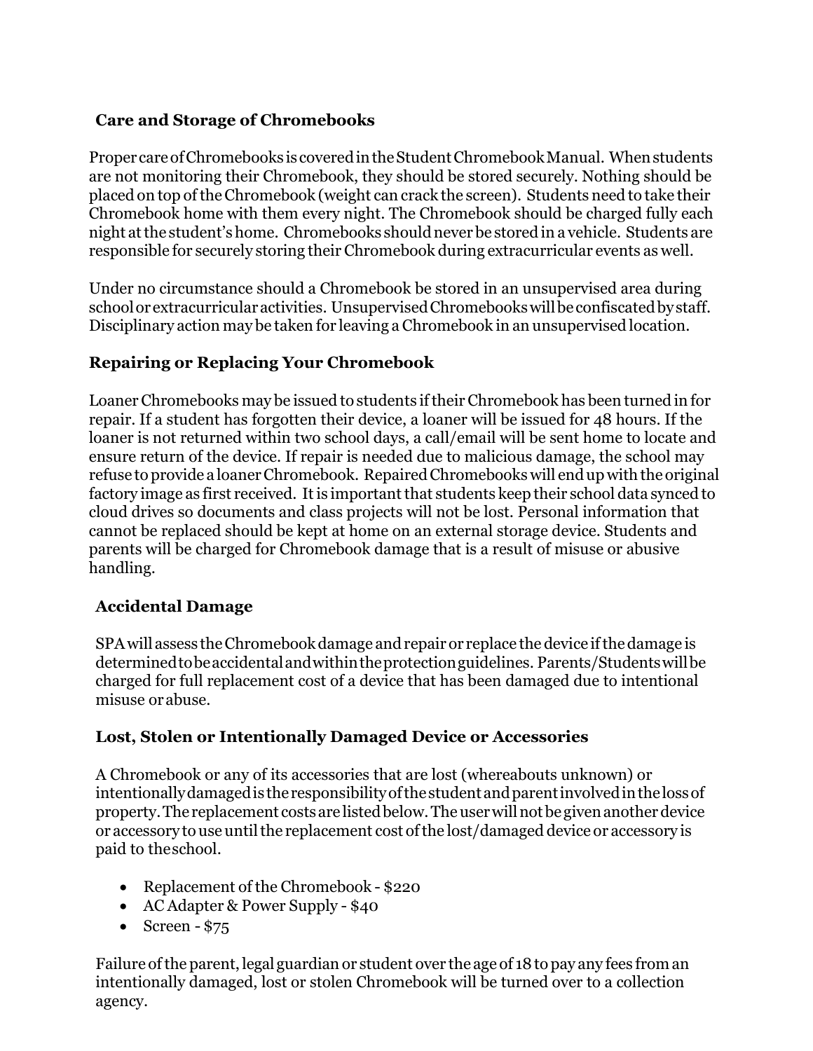## Care and Storage of Chromebooks

Proper care of Chromebooks is covered in the Student Chromebook Manual. When students are not monitoring their Chromebook, they should be stored securely. Nothing should be placed on top of the Chromebook (weight can crack the screen). Students need to take their Chromebook home with them every night. The Chromebook should be charged fully each night at the student's home. Chromebooks should never be stored in a vehicle. Students are responsible for securely storing their Chromebook during extracurricular events as well.

Under no circumstance should a Chromebook be stored in an unsupervised area during school or extracurricular activities. Unsupervised Chromebooks will be confiscated by staff. Disciplinary action may be taken for leaving a Chromebook in an unsupervised location.

## Repairing or Replacing Your Chromebook

Loaner Chromebooks may be issued to students if their Chromebook has been turned in for repair. If a student has forgotten their device, a loaner will be issued for 48 hours. If the loaner is not returned within two school days, a call/email will be sent home to locate and ensure return of the device. If repair is needed due to malicious damage, the school may refuse to provide a loaner Chromebook. Repaired Chromebooks will end up with the original factory image as first received. It is important that students keep their school data synced to cloud drives so documents and class projects will not be lost. Personal information that cannot be replaced should be kept at home on an external storage device. Students and parents will be charged for Chromebook damage that is a result of misuse or abusive handling.

## Accidental Damage

SPA will assess the Chromebook damage and repair or replace the device if the damage is determined to be accidental and within the protection guidelines. Parents/Students will be charged for full replacement cost of a device that has been damaged due to intentional misuse or abuse.

## Lost, Stolen or Intentionally Damaged Device or Accessories

A Chromebook or any of its accessories that are lost (whereabouts unknown) or intentionally damaged is the responsibility of the student and parent involved in the loss of property. The replacement costs are listed below. The user will not be given another device or accessory to use until the replacement cost of the lost/damaged device or accessory is paid to the school.

- Replacement of the Chromebook - $220
- AC Adapter & Power Supply - $40
- Screen - $75

Failure of the parent, legal guardian or student over the age of 18 to pay any fees from an intentionally damaged, lost or stolen Chromebook will be turned over to a collection agency.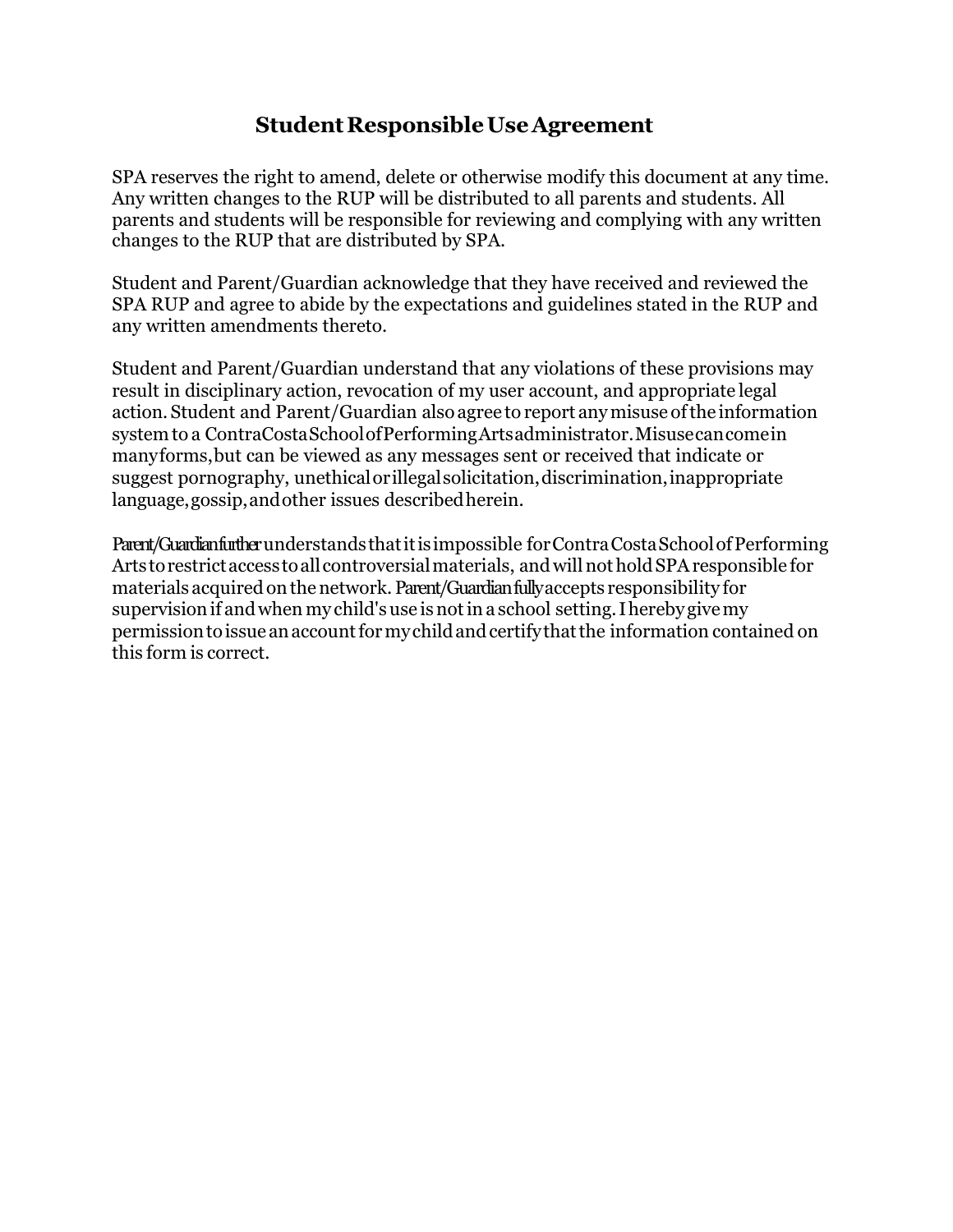## Student Responsible Use Agreement

SPA reserves the right to amend, delete or otherwise modify this document at any time. Any written changes to the RUP will be distributed to all parents and students. All parents and students will be responsible for reviewing and complying with any written changes to the RUP that are distributed by SPA.

Student and Parent/Guardian acknowledge that they have received and reviewed the SPA RUP and agree to abide by the expectations and guidelines stated in the RUP and any written amendments thereto.

Student and Parent/Guardian understand that any violations of these provisions may result in disciplinary action, revocation of my user account, and appropriate legal action. Student and Parent/Guardian also agree to report any misuse of the information system to a Contra Costa School of Performing Arts administrator. Misuse can come in many forms, but can be viewed as any messages sent or received that indicate or suggest pornography, unethical or illegal solicitation, discrimination, inappropriate language, gossip, and other issues described herein.

Parent/Guardian further understands that it is impossible for Contra Costa School of Performing Arts to restrict access to all controversial materials, and will not hold SPA responsible for materials acquired on the network. Parent/Guardian fully accepts responsibility for supervision if and when my child's use is not in a school setting. I hereby give my permission to issue an account for my child and certify that the information contained on this form is correct.